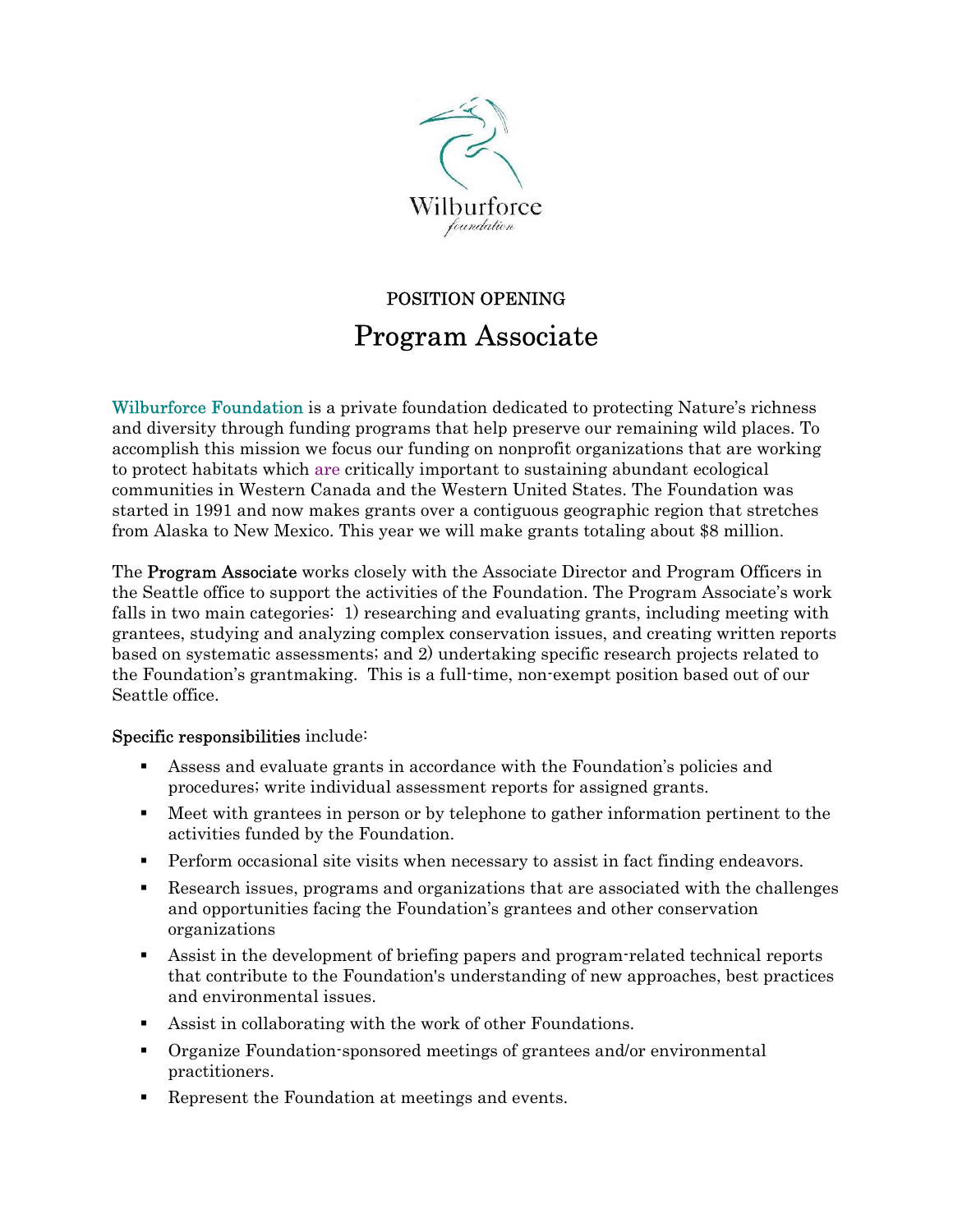Wilburforce
foundation

POSITION OPENING

# Program Associate

Wilburforce Foundation is a private foundation dedicated to protecting Nature's richness and diversity through funding programs that help preserve our remaining wild places. To accomplish this mission we focus our funding on nonprofit organizations that are working to protect habitats which are critically important to sustaining abundant ecological communities in Western Canada and the Western United States. The Foundation was started in 1991 and now makes grants over a contiguous geographic region that stretches from Alaska to New Mexico. This year we will make grants totaling about $8 million.

The **Program Associate** works closely with the Associate Director and Program Officers in the Seattle office to support the activities of the Foundation. The Program Associate's work falls in two main categories: 1) researching and evaluating grants, including meeting with grantees, studying and analyzing complex conservation issues, and creating written reports based on systematic assessments; and 2) undertaking specific research projects related to the Foundation's grantmaking. This is a full-time, non-exempt position based out of our Seattle office.

**Specific responsibilities** include:

- Assess and evaluate grants in accordance with the Foundation's policies and procedures; write individual assessment reports for assigned grants.
- Meet with grantees in person or by telephone to gather information pertinent to the activities funded by the Foundation.
- Perform occasional site visits when necessary to assist in fact finding endeavors.
- Research issues, programs and organizations that are associated with the challenges and opportunities facing the Foundation's grantees and other conservation organizations
- Assist in the development of briefing papers and program-related technical reports that contribute to the Foundation's understanding of new approaches, best practices and environmental issues.
- Assist in collaborating with the work of other Foundations.
- Organize Foundation-sponsored meetings of grantees and/or environmental practitioners.
- Represent the Foundation at meetings and events.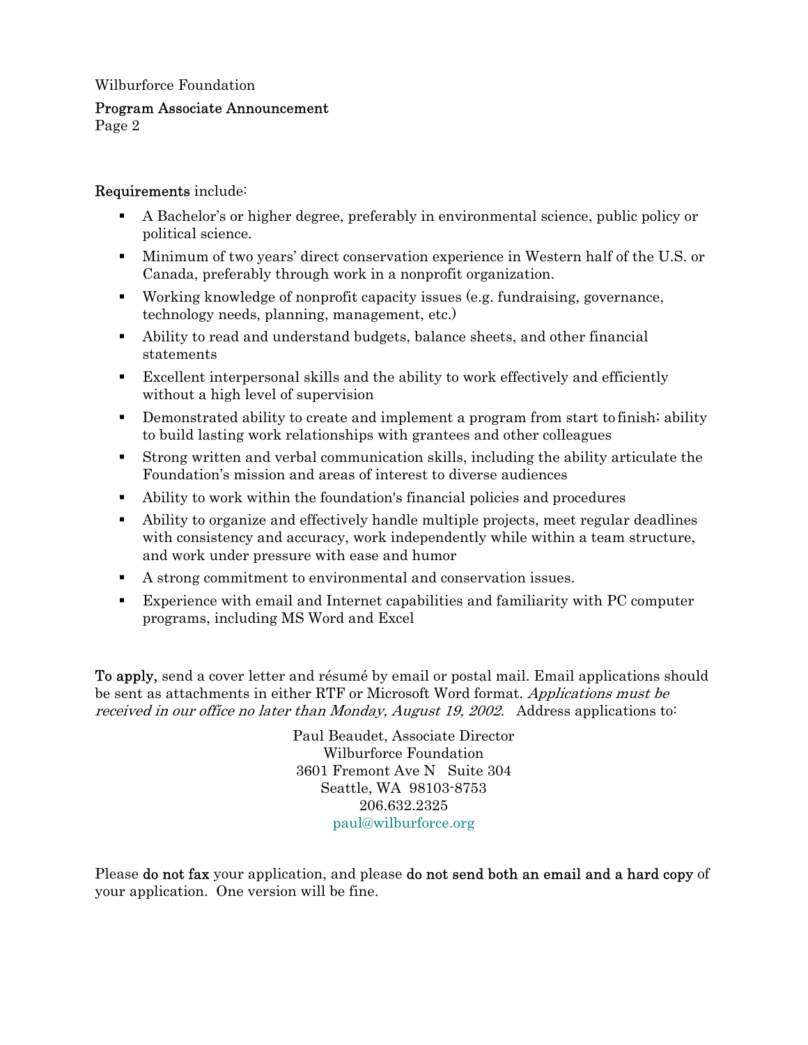**Requirements** include:

- A Bachelor's or higher degree, preferably in environmental science, public policy or political science.
- Minimum of two years' direct conservation experience in Western half of the U.S. or Canada, preferably through work in a nonprofit organization.
- Working knowledge of nonprofit capacity issues (e.g. fundraising, governance, technology needs, planning, management, etc.)
- Ability to read and understand budgets, balance sheets, and other financial statements
- Excellent interpersonal skills and the ability to work effectively and efficiently without a high level of supervision
- Demonstrated ability to create and implement a program from start to finish; ability to build lasting work relationships with grantees and other colleagues
- Strong written and verbal communication skills, including the ability articulate the Foundation's mission and areas of interest to diverse audiences
- Ability to work within the foundation's financial policies and procedures
- Ability to organize and effectively handle multiple projects, meet regular deadlines with consistency and accuracy, work independently while within a team structure, and work under pressure with ease and humor
- A strong commitment to environmental and conservation issues.
- Experience with email and Internet capabilities and familiarity with PC computer programs, including MS Word and Excel

**To apply,** send a cover letter and résumé by email or postal mail. Email applications should be sent as attachments in either RTF or Microsoft Word format. *Applications must be received in our office no later than Monday, August 19, 2002.* Address applications to:

Paul Beaudet, Associate Director
Wilburforce Foundation
3601 Fremont Ave N Suite 304
Seattle, WA 98103-8753
206.632.2325
paul@wilburforce.org

Please **do not fax** your application, and please **do not send both an email and a hard copy** of your application. One version will be fine.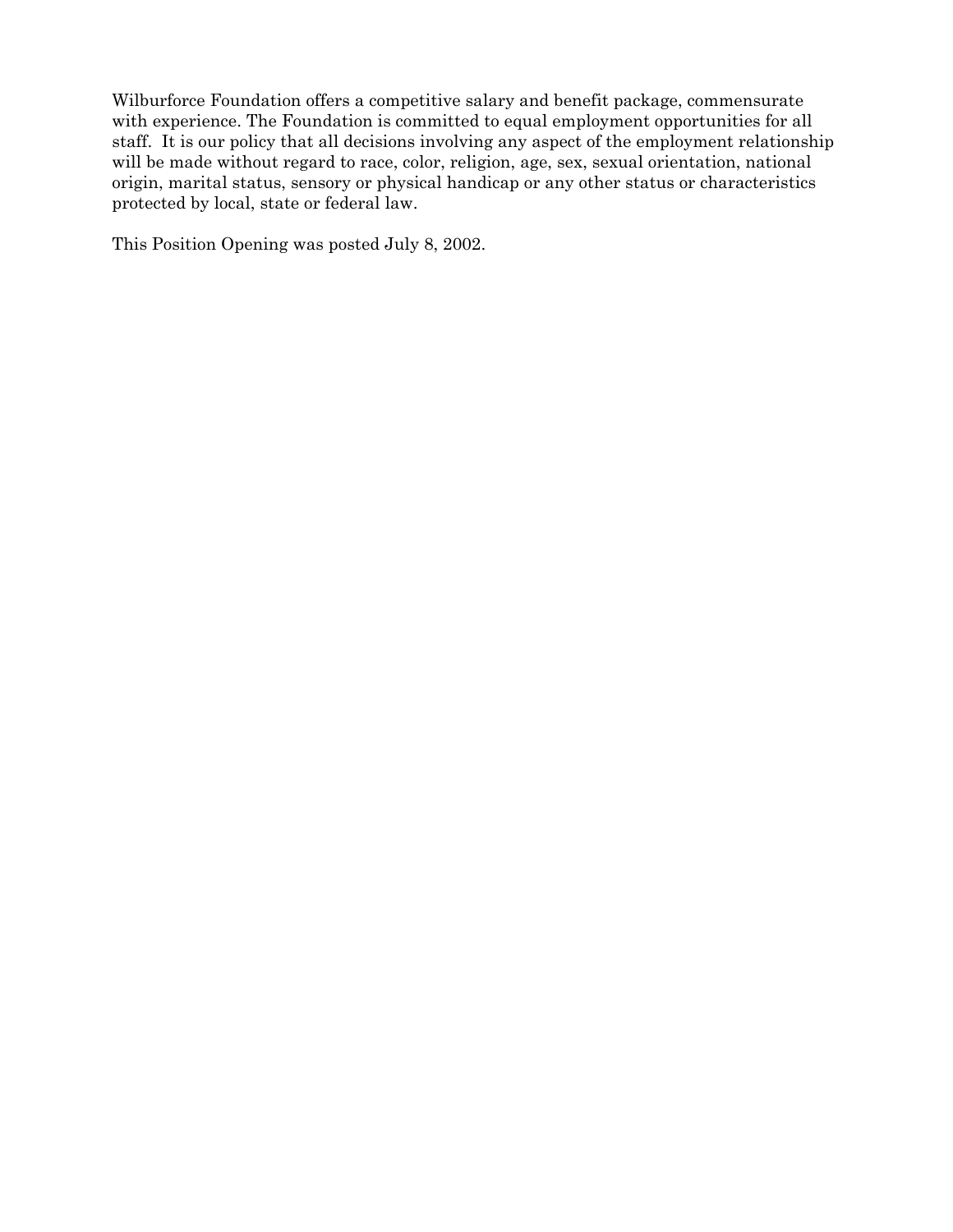Wilburforce Foundation offers a competitive salary and benefit package, commensurate with experience. The Foundation is committed to equal employment opportunities for all staff. It is our policy that all decisions involving any aspect of the employment relationship will be made without regard to race, color, religion, age, sex, sexual orientation, national origin, marital status, sensory or physical handicap or any other status or characteristics protected by local, state or federal law.

This Position Opening was posted July 8, 2002.